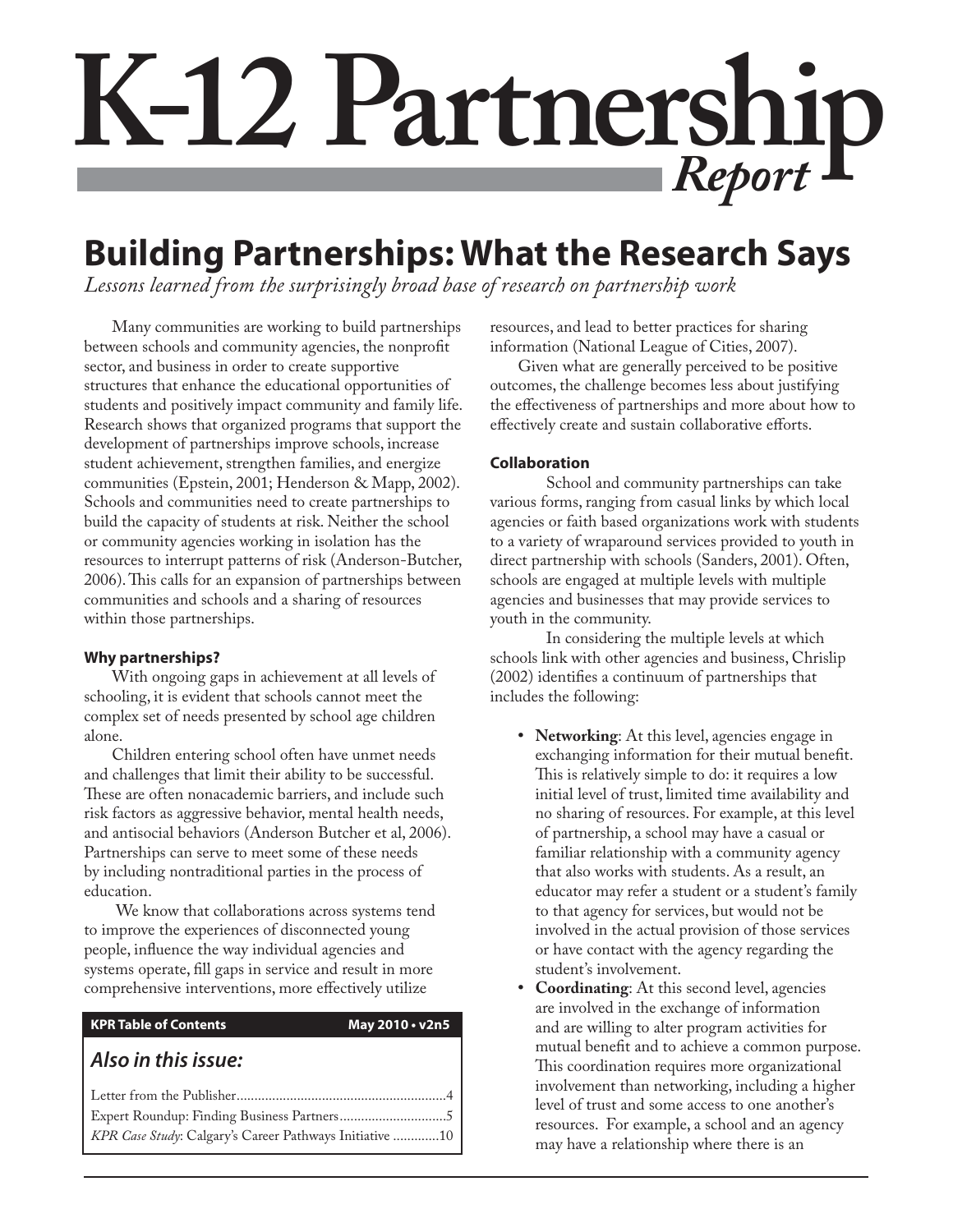# K-12 Partnership *Report*

## Building Partnerships: What the Research Says

*Lessons learned from the surprisingly broad base of research on partnership work*

Many communities are working to build partnerships between schools and community agencies, the nonprofit sector, and business in order to create supportive structures that enhance the educational opportunities of students and positively impact community and family life. Research shows that organized programs that support the development of partnerships improve schools, increase student achievement, strengthen families, and energize communities (Epstein, 2001; Henderson & Mapp, 2002). Schools and communities need to create partnerships to build the capacity of students at risk. Neither the school or community agencies working in isolation has the resources to interrupt patterns of risk (Anderson-Butcher, 2006). This calls for an expansion of partnerships between communities and schools and a sharing of resources within those partnerships.

**Why partnerships?**

With ongoing gaps in achievement at all levels of schooling, it is evident that schools cannot meet the complex set of needs presented by school age children alone.

Children entering school often have unmet needs and challenges that limit their ability to be successful. These are often nonacademic barriers, and include such risk factors as aggressive behavior, mental health needs, and antisocial behaviors (Anderson Butcher et al, 2006). Partnerships can serve to meet some of these needs by including nontraditional parties in the process of education.

We know that collaborations across systems tend to improve the experiences of disconnected young people, influence the way individual agencies and systems operate, fill gaps in service and result in more comprehensive interventions, more effectively utilize resources, and lead to better practices for sharing information (National League of Cities, 2007).

Given what are generally perceived to be positive outcomes, the challenge becomes less about justifying the effectiveness of partnerships and more about how to effectively create and sustain collaborative efforts.

**Collaboration**

School and community partnerships can take various forms, ranging from casual links by which local agencies or faith based organizations work with students to a variety of wraparound services provided to youth in direct partnership with schools (Sanders, 2001). Often, schools are engaged at multiple levels with multiple agencies and businesses that may provide services to youth in the community.

In considering the multiple levels at which schools link with other agencies and business, Chrislip (2002) identifies a continuum of partnerships that includes the following:

- **Networking**: At this level, agencies engage in exchanging information for their mutual benefit. This is relatively simple to do: it requires a low initial level of trust, limited time availability and no sharing of resources. For example, at this level of partnership, a school may have a casual or familiar relationship with a community agency that also works with students. As a result, an educator may refer a student or a student's family to that agency for services, but would not be involved in the actual provision of those services or have contact with the agency regarding the student's involvement.
- **Coordinating**: At this second level, agencies are involved in the exchange of information and are willing to alter program activities for mutual benefit and to achieve a common purpose. This coordination requires more organizational involvement than networking, including a higher level of trust and some access to one another's resources. For example, a school and an agency may have a relationship where there is an

| **KPR Table of Contents** | **May 2010 • v2n5** |
|---|---|
| ***Also in this issue:*** | |
| Letter from the Publisher | 4 |
| Expert Roundup: Finding Business Partners | 5 |
| *KPR Case Study*: Calgary's Career Pathways Initiative | 10 |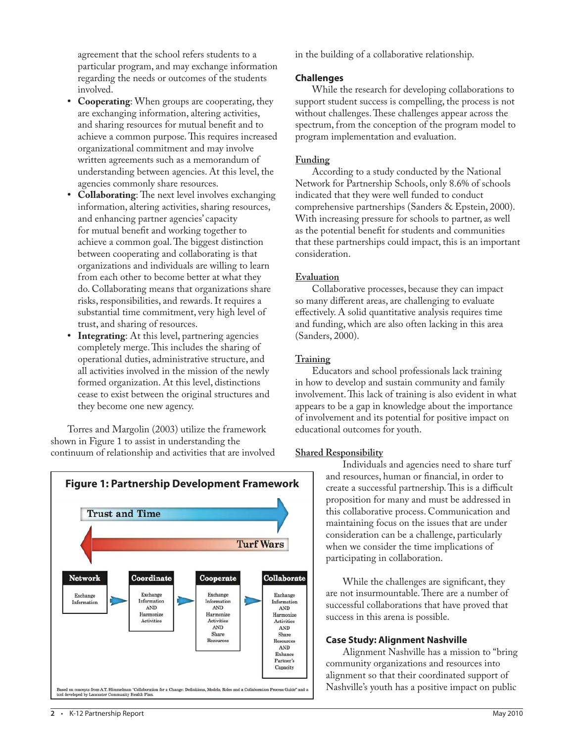agreement that the school refers students to a particular program, and may exchange information regarding the needs or outcomes of the students involved.

- **Cooperating**: When groups are cooperating, they are exchanging information, altering activities, and sharing resources for mutual benefit and to achieve a common purpose. This requires increased organizational commitment and may involve written agreements such as a memorandum of understanding between agencies. At this level, the agencies commonly share resources.
- **Collaborating**: The next level involves exchanging information, altering activities, sharing resources, and enhancing partner agencies' capacity for mutual benefit and working together to achieve a common goal. The biggest distinction between cooperating and collaborating is that organizations and individuals are willing to learn from each other to become better at what they do. Collaborating means that organizations share risks, responsibilities, and rewards. It requires a substantial time commitment, very high level of trust, and sharing of resources.
- **Integrating**: At this level, partnering agencies completely merge. This includes the sharing of operational duties, administrative structure, and all activities involved in the mission of the newly formed organization. At this level, distinctions cease to exist between the original structures and they become one new agency.

Torres and Margolin (2003) utilize the framework shown in Figure 1 to assist in understanding the continuum of relationship and activities that are involved in the building of a collaborative relationship.

**Figure 1: Partnership Development Framework**

Trust and Time →

← Turf Wars

| Network | Coordinate | Cooperate | Collaborate |
|---|---|---|---|
| Exchange Information | Exchange Information AND Harmonize Activities | Exchange Information AND Harmonize Activities AND Share Resources | Exchange Information AND Harmonize Activities AND Share Resources AND Enhance Partner's Capacity |

Based on concepts from A.T. Himmelman "Collaboration for a Change: Definitions, Models, Roles and a Collaboration Process Guide" and a tool developed by Lancaster Community Health Plan.

## Challenges

While the research for developing collaborations to support student success is compelling, the process is not without challenges. These challenges appear across the spectrum, from the conception of the program model to program implementation and evaluation.

### Funding

According to a study conducted by the National Network for Partnership Schools, only 8.6% of schools indicated that they were well funded to conduct comprehensive partnerships (Sanders & Epstein, 2000). With increasing pressure for schools to partner, as well as the potential benefit for students and communities that these partnerships could impact, this is an important consideration.

### Evaluation

Collaborative processes, because they can impact so many different areas, are challenging to evaluate effectively. A solid quantitative analysis requires time and funding, which are also often lacking in this area (Sanders, 2000).

### Training

Educators and school professionals lack training in how to develop and sustain community and family involvement. This lack of training is also evident in what appears to be a gap in knowledge about the importance of involvement and its potential for positive impact on educational outcomes for youth.

### Shared Responsibility

Individuals and agencies need to share turf and resources, human or financial, in order to create a successful partnership. This is a difficult proposition for many and must be addressed in this collaborative process. Communication and maintaining focus on the issues that are under consideration can be a challenge, particularly when we consider the time implications of participating in collaboration.

While the challenges are significant, they are not insurmountable. There are a number of successful collaborations that have proved that success in this arena is possible.

## Case Study: Alignment Nashville

Alignment Nashville has a mission to "bring community organizations and resources into alignment so that their coordinated support of Nashville's youth has a positive impact on public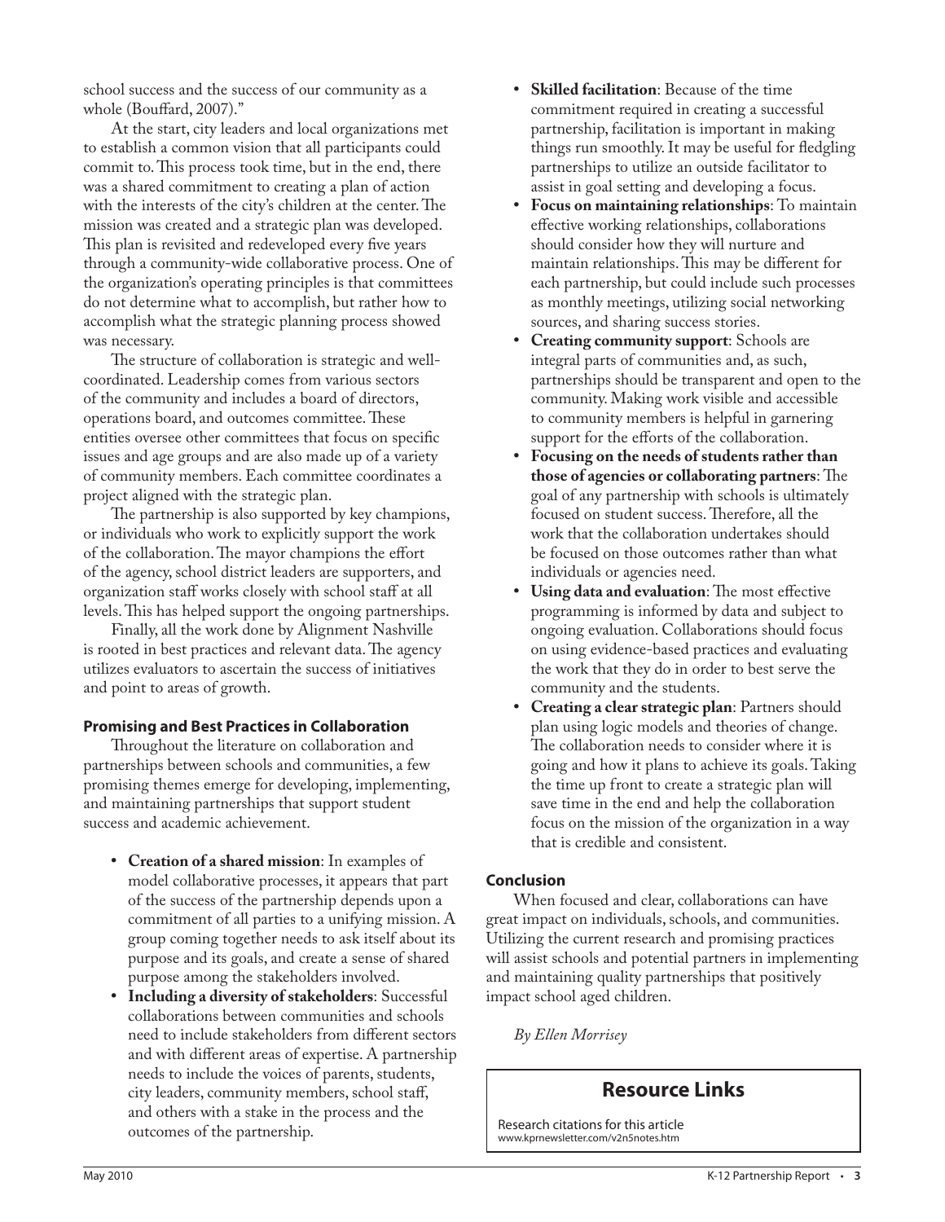school success and the success of our community as a whole (Bouffard, 2007)."

At the start, city leaders and local organizations met to establish a common vision that all participants could commit to. This process took time, but in the end, there was a shared commitment to creating a plan of action with the interests of the city's children at the center. The mission was created and a strategic plan was developed. This plan is revisited and redeveloped every five years through a community-wide collaborative process. One of the organization's operating principles is that committees do not determine what to accomplish, but rather how to accomplish what the strategic planning process showed was necessary.

The structure of collaboration is strategic and well-coordinated. Leadership comes from various sectors of the community and includes a board of directors, operations board, and outcomes committee. These entities oversee other committees that focus on specific issues and age groups and are also made up of a variety of community members. Each committee coordinates a project aligned with the strategic plan.

The partnership is also supported by key champions, or individuals who work to explicitly support the work of the collaboration. The mayor champions the effort of the agency, school district leaders are supporters, and organization staff works closely with school staff at all levels. This has helped support the ongoing partnerships.

Finally, all the work done by Alignment Nashville is rooted in best practices and relevant data. The agency utilizes evaluators to ascertain the success of initiatives and point to areas of growth.

### Promising and Best Practices in Collaboration

Throughout the literature on collaboration and partnerships between schools and communities, a few promising themes emerge for developing, implementing, and maintaining partnerships that support student success and academic achievement.

- **Creation of a shared mission**: In examples of model collaborative processes, it appears that part of the success of the partnership depends upon a commitment of all parties to a unifying mission. A group coming together needs to ask itself about its purpose and its goals, and create a sense of shared purpose among the stakeholders involved.
- **Including a diversity of stakeholders**: Successful collaborations between communities and schools need to include stakeholders from different sectors and with different areas of expertise. A partnership needs to include the voices of parents, students, city leaders, community members, school staff, and others with a stake in the process and the outcomes of the partnership.
- **Skilled facilitation**: Because of the time commitment required in creating a successful partnership, facilitation is important in making things run smoothly. It may be useful for fledgling partnerships to utilize an outside facilitator to assist in goal setting and developing a focus.
- **Focus on maintaining relationships**: To maintain effective working relationships, collaborations should consider how they will nurture and maintain relationships. This may be different for each partnership, but could include such processes as monthly meetings, utilizing social networking sources, and sharing success stories.
- **Creating community support**: Schools are integral parts of communities and, as such, partnerships should be transparent and open to the community. Making work visible and accessible to community members is helpful in garnering support for the efforts of the collaboration.
- **Focusing on the needs of students rather than those of agencies or collaborating partners**: The goal of any partnership with schools is ultimately focused on student success. Therefore, all the work that the collaboration undertakes should be focused on those outcomes rather than what individuals or agencies need.
- **Using data and evaluation**: The most effective programming is informed by data and subject to ongoing evaluation. Collaborations should focus on using evidence-based practices and evaluating the work that they do in order to best serve the community and the students.
- **Creating a clear strategic plan**: Partners should plan using logic models and theories of change. The collaboration needs to consider where it is going and how it plans to achieve its goals. Taking the time up front to create a strategic plan will save time in the end and help the collaboration focus on the mission of the organization in a way that is credible and consistent.

### Conclusion

When focused and clear, collaborations can have great impact on individuals, schools, and communities. Utilizing the current research and promising practices will assist schools and potential partners in implementing and maintaining quality partnerships that positively impact school aged children.

*By Ellen Morrisey*

## Resource Links

Research citations for this article
www.kprnewsletter.com/v2n5notes.htm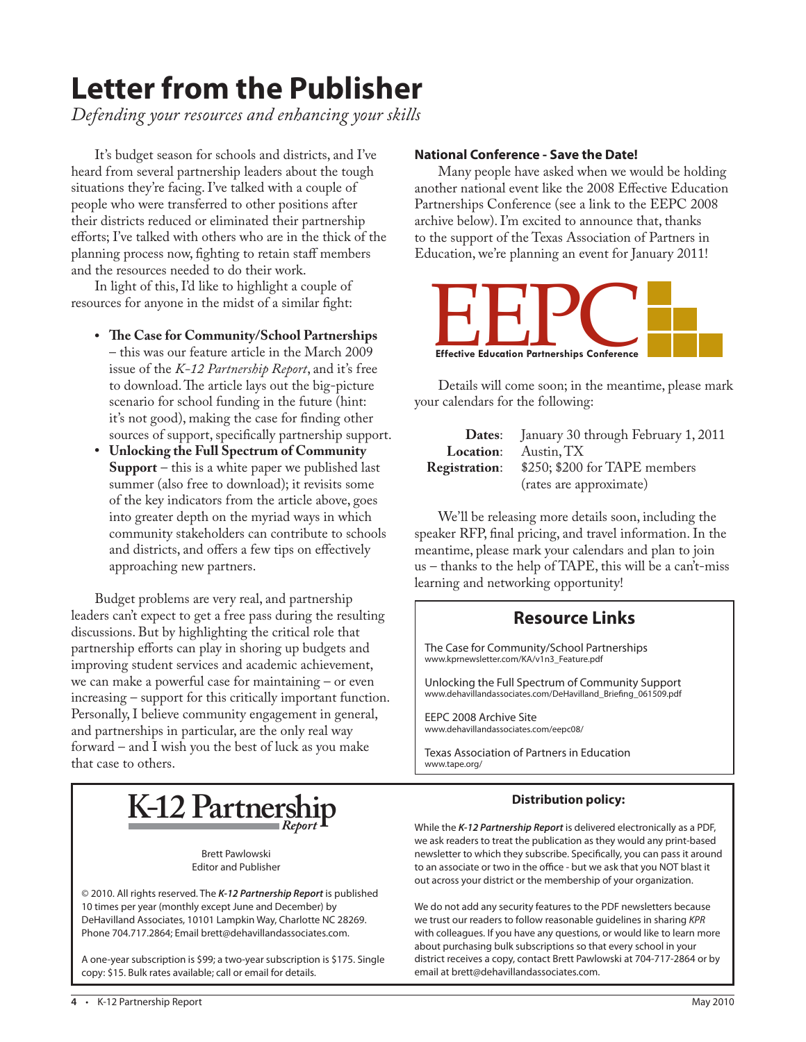# Letter from the Publisher

*Defending your resources and enhancing your skills*

It's budget season for schools and districts, and I've heard from several partnership leaders about the tough situations they're facing. I've talked with a couple of people who were transferred to other positions after their districts reduced or eliminated their partnership efforts; I've talked with others who are in the thick of the planning process now, fighting to retain staff members and the resources needed to do their work.

In light of this, I'd like to highlight a couple of resources for anyone in the midst of a similar fight:

- **The Case for Community/School Partnerships** – this was our feature article in the March 2009 issue of the *K-12 Partnership Report*, and it's free to download. The article lays out the big-picture scenario for school funding in the future (hint: it's not good), making the case for finding other sources of support, specifically partnership support.
- **Unlocking the Full Spectrum of Community Support** – this is a white paper we published last summer (also free to download); it revisits some of the key indicators from the article above, goes into greater depth on the myriad ways in which community stakeholders can contribute to schools and districts, and offers a few tips on effectively approaching new partners.

Budget problems are very real, and partnership leaders can't expect to get a free pass during the resulting discussions. But by highlighting the critical role that partnership efforts can play in shoring up budgets and improving student services and academic achievement, we can make a powerful case for maintaining – or even increasing – support for this critically important function. Personally, I believe community engagement in general, and partnerships in particular, are the only real way forward – and I wish you the best of luck as you make that case to others.

## National Conference - Save the Date!

Many people have asked when we would be holding another national event like the 2008 Effective Education Partnerships Conference (see a link to the EEPC 2008 archive below). I'm excited to announce that, thanks to the support of the Texas Association of Partners in Education, we're planning an event for January 2011!

**EEPC**
Effective Education Partnerships Conference

Details will come soon; in the meantime, please mark your calendars for the following:

**Dates**: January 30 through February 1, 2011
**Location**: Austin, TX
**Registration**: $250; $200 for TAPE members (rates are approximate)

We'll be releasing more details soon, including the speaker RFP, final pricing, and travel information. In the meantime, please mark your calendars and plan to join us – thanks to the help of TAPE, this will be a can't-miss learning and networking opportunity!

## Resource Links

The Case for Community/School Partnerships
www.kprnewsletter.com/KA/v1n3_Feature.pdf

Unlocking the Full Spectrum of Community Support
www.dehavillandassociates.com/DeHavilland_Briefing_061509.pdf

EEPC 2008 Archive Site
www.dehavillandassociates.com/eepc08/

Texas Association of Partners in Education
www.tape.org/

---

**K-12 Partnership** *Report*

Brett Pawlowski
Editor and Publisher

© 2010. All rights reserved. The ***K-12 Partnership Report*** is published 10 times per year (monthly except June and December) by DeHavilland Associates, 10101 Lampkin Way, Charlotte NC 28269. Phone 704.717.2864; Email brett@dehavillandassociates.com.

A one-year subscription is $99; a two-year subscription is $175. Single copy: $15. Bulk rates available; call or email for details.

**Distribution policy:**

While the ***K-12 Partnership Report*** is delivered electronically as a PDF, we ask readers to treat the publication as they would any print-based newsletter to which they subscribe. Specifically, you can pass it around to an associate or two in the office - but we ask that you NOT blast it out across your district or the membership of your organization.

We do not add any security features to the PDF newsletters because we trust our readers to follow reasonable guidelines in sharing *KPR* with colleagues. If you have any questions, or would like to learn more about purchasing bulk subscriptions so that every school in your district receives a copy, contact Brett Pawlowski at 704-717-2864 or by email at brett@dehavillandassociates.com.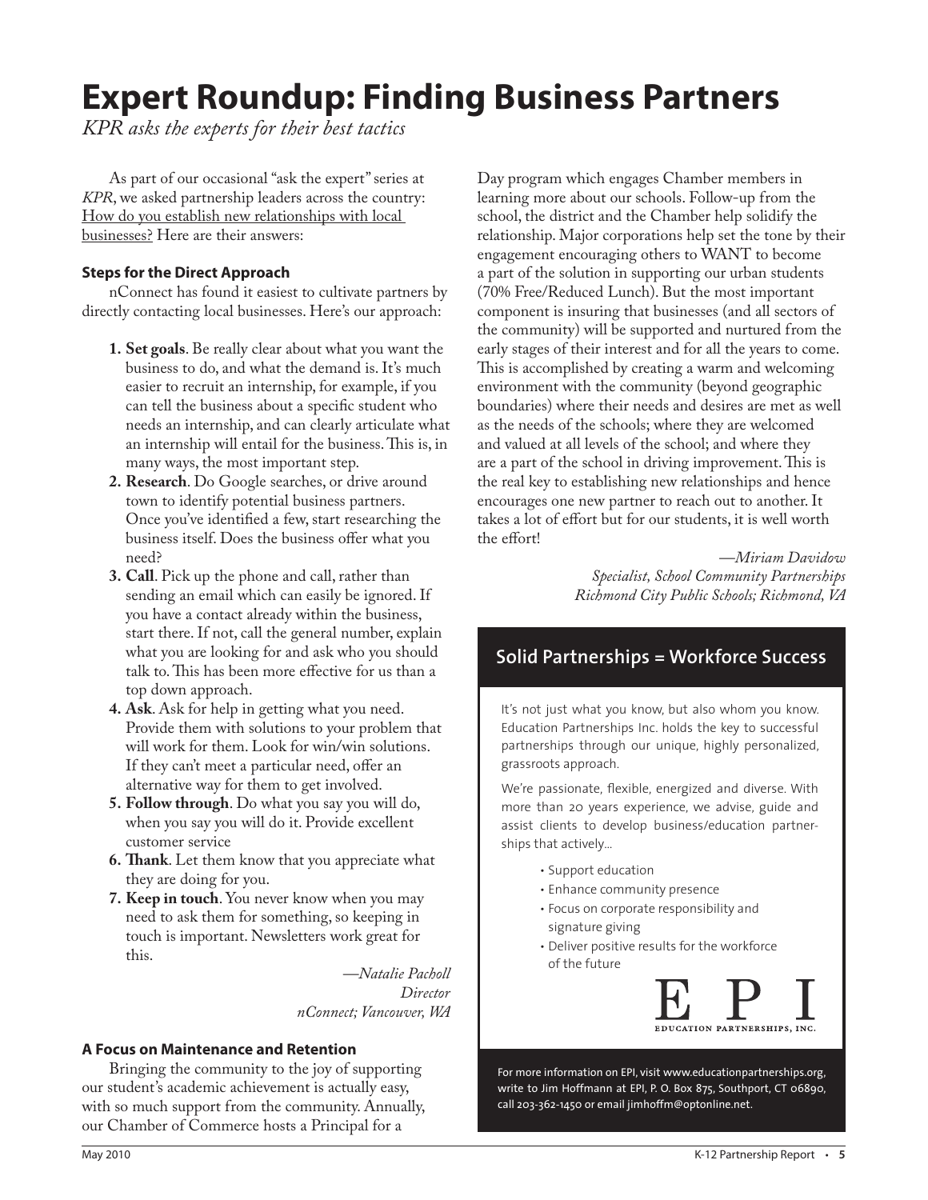# Expert Roundup: Finding Business Partners

*KPR asks the experts for their best tactics*

As part of our occasional "ask the expert" series at *KPR*, we asked partnership leaders across the country: How do you establish new relationships with local businesses? Here are their answers:

### Steps for the Direct Approach

nConnect has found it easiest to cultivate partners by directly contacting local businesses. Here's our approach:

1. **Set goals**. Be really clear about what you want the business to do, and what the demand is. It's much easier to recruit an internship, for example, if you can tell the business about a specific student who needs an internship, and can clearly articulate what an internship will entail for the business. This is, in many ways, the most important step.
2. **Research**. Do Google searches, or drive around town to identify potential business partners. Once you've identified a few, start researching the business itself. Does the business offer what you need?
3. **Call**. Pick up the phone and call, rather than sending an email which can easily be ignored. If you have a contact already within the business, start there. If not, call the general number, explain what you are looking for and ask who you should talk to. This has been more effective for us than a top down approach.
4. **Ask**. Ask for help in getting what you need. Provide them with solutions to your problem that will work for them. Look for win/win solutions. If they can't meet a particular need, offer an alternative way for them to get involved.
5. **Follow through**. Do what you say you will do, when you say you will do it. Provide excellent customer service
6. **Thank**. Let them know that you appreciate what they are doing for you.
7. **Keep in touch**. You never know when you may need to ask them for something, so keeping in touch is important. Newsletters work great for this.

*—Natalie Pacholl*
*Director*
*nConnect; Vancouver, WA*

### A Focus on Maintenance and Retention

Bringing the community to the joy of supporting our student's academic achievement is actually easy, with so much support from the community. Annually, our Chamber of Commerce hosts a Principal for a Day program which engages Chamber members in learning more about our schools. Follow-up from the school, the district and the Chamber help solidify the relationship. Major corporations help set the tone by their engagement encouraging others to WANT to become a part of the solution in supporting our urban students (70% Free/Reduced Lunch). But the most important component is insuring that businesses (and all sectors of the community) will be supported and nurtured from the early stages of their interest and for all the years to come. This is accomplished by creating a warm and welcoming environment with the community (beyond geographic boundaries) where their needs and desires are met as well as the needs of the schools; where they are welcomed and valued at all levels of the school; and where they are a part of the school in driving improvement. This is the real key to establishing new relationships and hence encourages one new partner to reach out to another. It takes a lot of effort but for our students, it is well worth the effort!

*—Miriam Davidow*
*Specialist, School Community Partnerships*
*Richmond City Public Schools; Richmond, VA*

## Solid Partnerships = Workforce Success

It's not just what you know, but also whom you know. Education Partnerships Inc. holds the key to successful partnerships through our unique, highly personalized, grassroots approach.

We're passionate, flexible, energized and diverse. With more than 20 years experience, we advise, guide and assist clients to develop business/education partnerships that actively...

- Support education
- Enhance community presence
- Focus on corporate responsibility and signature giving
- Deliver positive results for the workforce of the future

EPI
EDUCATION PARTNERSHIPS, INC.

For more information on EPI, visit www.educationpartnerships.org, write to Jim Hoffmann at EPI, P. O. Box 875, Southport, CT 06890, call 203-362-1450 or email jimhoffm@optonline.net.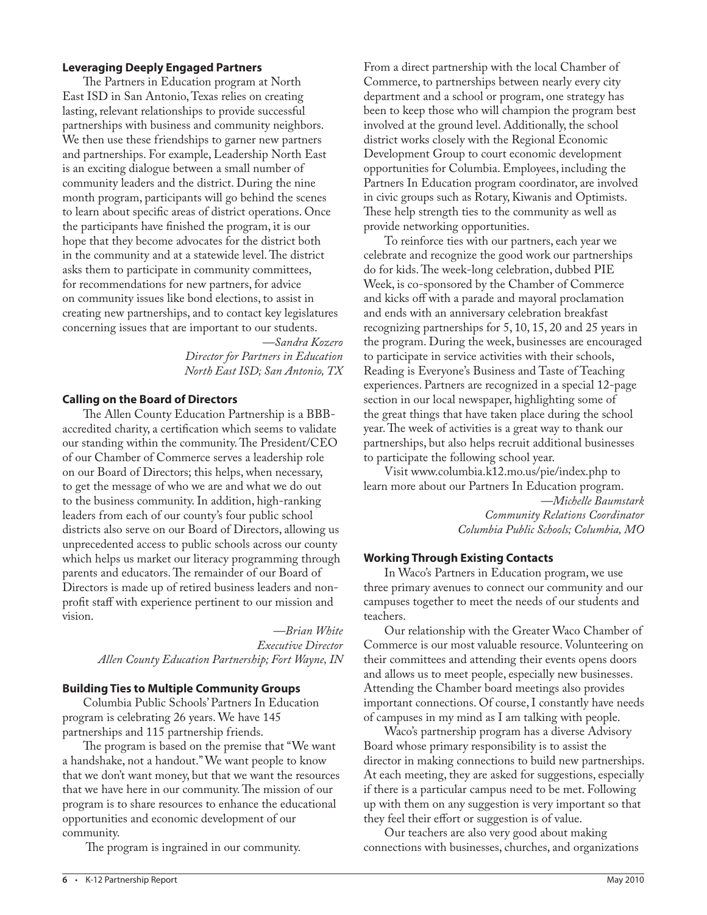### Leveraging Deeply Engaged Partners

The Partners in Education program at North East ISD in San Antonio, Texas relies on creating lasting, relevant relationships to provide successful partnerships with business and community neighbors. We then use these friendships to garner new partners and partnerships. For example, Leadership North East is an exciting dialogue between a small number of community leaders and the district. During the nine month program, participants will go behind the scenes to learn about specific areas of district operations. Once the participants have finished the program, it is our hope that they become advocates for the district both in the community and at a statewide level. The district asks them to participate in community committees, for recommendations for new partners, for advice on community issues like bond elections, to assist in creating new partnerships, and to contact key legislatures concerning issues that are important to our students.

*—Sandra Kozero*
*Director for Partners in Education*
*North East ISD; San Antonio, TX*

### Calling on the Board of Directors

The Allen County Education Partnership is a BBB-accredited charity, a certification which seems to validate our standing within the community. The President/CEO of our Chamber of Commerce serves a leadership role on our Board of Directors; this helps, when necessary, to get the message of who we are and what we do out to the business community. In addition, high-ranking leaders from each of our county's four public school districts also serve on our Board of Directors, allowing us unprecedented access to public schools across our county which helps us market our literacy programming through parents and educators. The remainder of our Board of Directors is made up of retired business leaders and non-profit staff with experience pertinent to our mission and vision.

*—Brian White*
*Executive Director*
*Allen County Education Partnership; Fort Wayne, IN*

### Building Ties to Multiple Community Groups

Columbia Public Schools' Partners In Education program is celebrating 26 years. We have 145 partnerships and 115 partnership friends.

The program is based on the premise that "We want a handshake, not a handout." We want people to know that we don't want money, but that we want the resources that we have here in our community. The mission of our program is to share resources to enhance the educational opportunities and economic development of our community.

The program is ingrained in our community. From a direct partnership with the local Chamber of Commerce, to partnerships between nearly every city department and a school or program, one strategy has been to keep those who will champion the program best involved at the ground level. Additionally, the school district works closely with the Regional Economic Development Group to court economic development opportunities for Columbia. Employees, including the Partners In Education program coordinator, are involved in civic groups such as Rotary, Kiwanis and Optimists. These help strength ties to the community as well as provide networking opportunities.

To reinforce ties with our partners, each year we celebrate and recognize the good work our partnerships do for kids. The week-long celebration, dubbed PIE Week, is co-sponsored by the Chamber of Commerce and kicks off with a parade and mayoral proclamation and ends with an anniversary celebration breakfast recognizing partnerships for 5, 10, 15, 20 and 25 years in the program. During the week, businesses are encouraged to participate in service activities with their schools, Reading is Everyone's Business and Taste of Teaching experiences. Partners are recognized in a special 12-page section in our local newspaper, highlighting some of the great things that have taken place during the school year. The week of activities is a great way to thank our partnerships, but also helps recruit additional businesses to participate the following school year.

Visit www.columbia.k12.mo.us/pie/index.php to learn more about our Partners In Education program.

*—Michelle Baumstark*
*Community Relations Coordinator*
*Columbia Public Schools; Columbia, MO*

### Working Through Existing Contacts

In Waco's Partners in Education program, we use three primary avenues to connect our community and our campuses together to meet the needs of our students and teachers.

Our relationship with the Greater Waco Chamber of Commerce is our most valuable resource. Volunteering on their committees and attending their events opens doors and allows us to meet people, especially new businesses. Attending the Chamber board meetings also provides important connections. Of course, I constantly have needs of campuses in my mind as I am talking with people.

Waco's partnership program has a diverse Advisory Board whose primary responsibility is to assist the director in making connections to build new partnerships. At each meeting, they are asked for suggestions, especially if there is a particular campus need to be met. Following up with them on any suggestion is very important so that they feel their effort or suggestion is of value.

Our teachers are also very good about making connections with businesses, churches, and organizations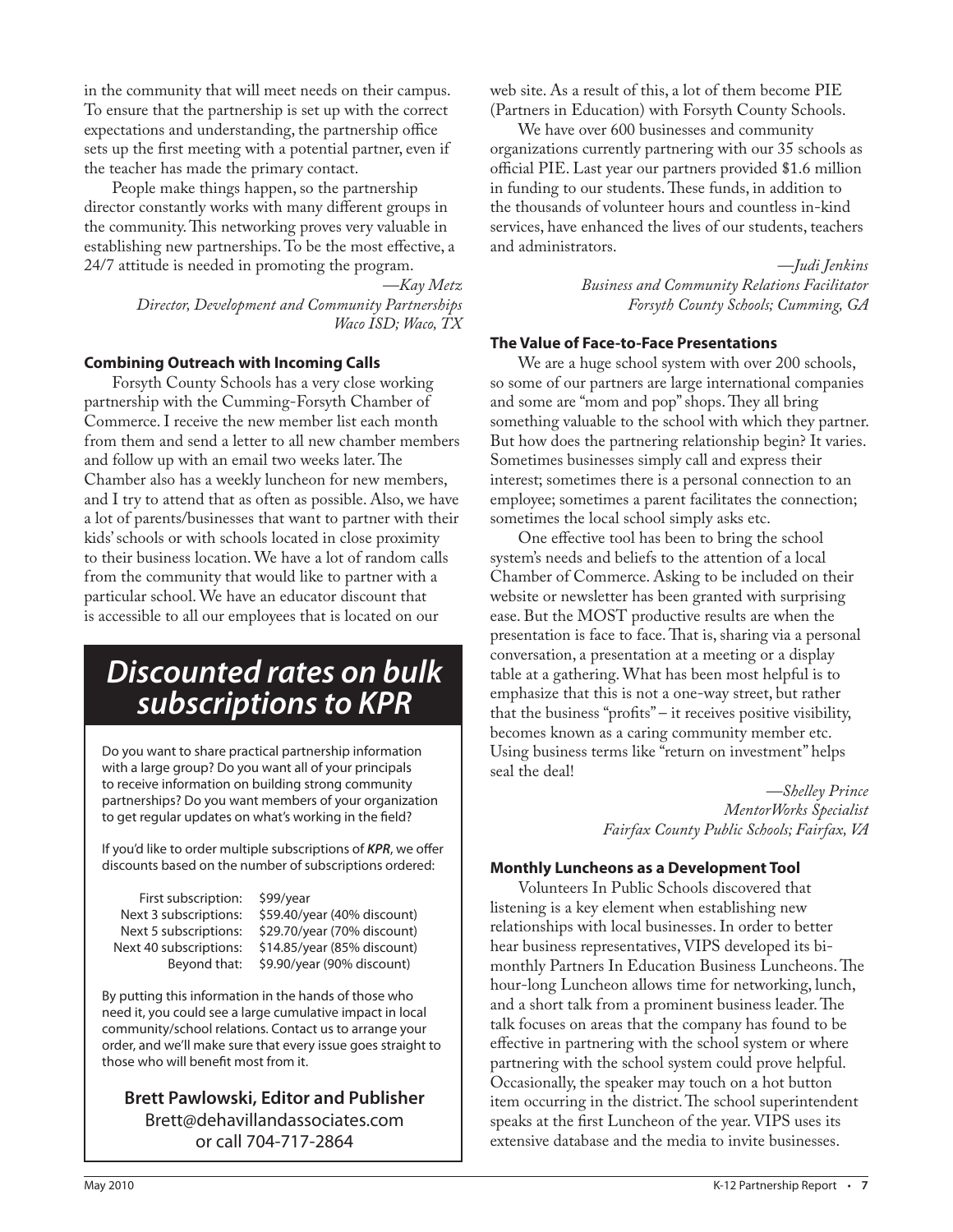in the community that will meet needs on their campus. To ensure that the partnership is set up with the correct expectations and understanding, the partnership office sets up the first meeting with a potential partner, even if the teacher has made the primary contact.

People make things happen, so the partnership director constantly works with many different groups in the community. This networking proves very valuable in establishing new partnerships. To be the most effective, a 24/7 attitude is needed in promoting the program.

*—Kay Metz*
*Director, Development and Community Partnerships*
*Waco ISD; Waco, TX*

### Combining Outreach with Incoming Calls

Forsyth County Schools has a very close working partnership with the Cumming-Forsyth Chamber of Commerce. I receive the new member list each month from them and send a letter to all new chamber members and follow up with an email two weeks later. The Chamber also has a weekly luncheon for new members, and I try to attend that as often as possible. Also, we have a lot of parents/businesses that want to partner with their kids' schools or with schools located in close proximity to their business location. We have a lot of random calls from the community that would like to partner with a particular school. We have an educator discount that is accessible to all our employees that is located on our web site. As a result of this, a lot of them become PIE (Partners in Education) with Forsyth County Schools.

We have over 600 businesses and community organizations currently partnering with our 35 schools as official PIE. Last year our partners provided $1.6 million in funding to our students. These funds, in addition to the thousands of volunteer hours and countless in-kind services, have enhanced the lives of our students, teachers and administrators.

*—Judi Jenkins*
*Business and Community Relations Facilitator*
*Forsyth County Schools; Cumming, GA*

## *Discounted rates on bulk subscriptions to KPR*

Do you want to share practical partnership information with a large group? Do you want all of your principals to receive information on building strong community partnerships? Do you want members of your organization to get regular updates on what's working in the field?

If you'd like to order multiple subscriptions of ***KPR***, we offer discounts based on the number of subscriptions ordered:

| | |
|---|---|
| First subscription: | $99/year |
| Next 3 subscriptions: | $59.40/year (40% discount) |
| Next 5 subscriptions: | $29.70/year (70% discount) |
| Next 40 subscriptions: | $14.85/year (85% discount) |
| Beyond that: | $9.90/year (90% discount) |

By putting this information in the hands of those who need it, you could see a large cumulative impact in local community/school relations. Contact us to arrange your order, and we'll make sure that every issue goes straight to those who will benefit most from it.

**Brett Pawlowski, Editor and Publisher**
Brett@dehavillandassociates.com
or call 704-717-2864

### The Value of Face-to-Face Presentations

We are a huge school system with over 200 schools, so some of our partners are large international companies and some are "mom and pop" shops. They all bring something valuable to the school with which they partner. But how does the partnering relationship begin? It varies. Sometimes businesses simply call and express their interest; sometimes there is a personal connection to an employee; sometimes a parent facilitates the connection; sometimes the local school simply asks etc.

One effective tool has been to bring the school system's needs and beliefs to the attention of a local Chamber of Commerce. Asking to be included on their website or newsletter has been granted with surprising ease. But the MOST productive results are when the presentation is face to face. That is, sharing via a personal conversation, a presentation at a meeting or a display table at a gathering. What has been most helpful is to emphasize that this is not a one-way street, but rather that the business "profits" – it receives positive visibility, becomes known as a caring community member etc. Using business terms like "return on investment" helps seal the deal!

*—Shelley Prince*
*MentorWorks Specialist*
*Fairfax County Public Schools; Fairfax, VA*

### Monthly Luncheons as a Development Tool

Volunteers In Public Schools discovered that listening is a key element when establishing new relationships with local businesses. In order to better hear business representatives, VIPS developed its bi-monthly Partners In Education Business Luncheons. The hour-long Luncheon allows time for networking, lunch, and a short talk from a prominent business leader. The talk focuses on areas that the company has found to be effective in partnering with the school system or where partnering with the school system could prove helpful. Occasionally, the speaker may touch on a hot button item occurring in the district. The school superintendent speaks at the first Luncheon of the year. VIPS uses its extensive database and the media to invite businesses.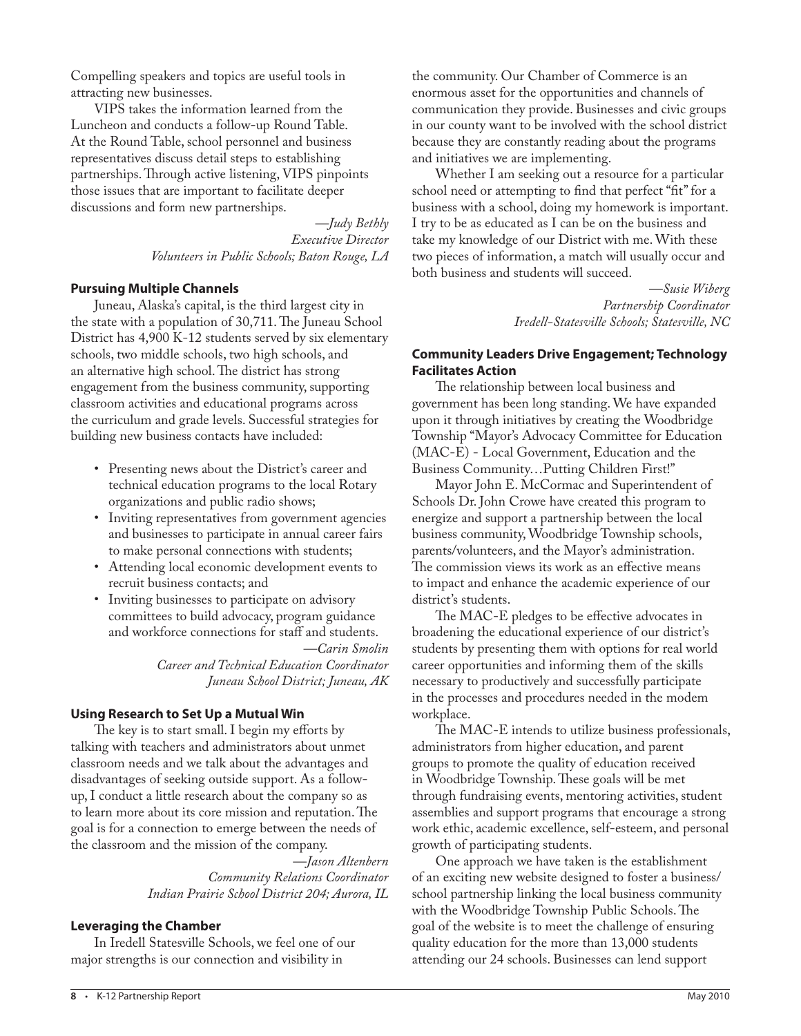Compelling speakers and topics are useful tools in attracting new businesses.

VIPS takes the information learned from the Luncheon and conducts a follow-up Round Table. At the Round Table, school personnel and business representatives discuss detail steps to establishing partnerships. Through active listening, VIPS pinpoints those issues that are important to facilitate deeper discussions and form new partnerships.

*—Judy Bethly*
*Executive Director*
*Volunteers in Public Schools; Baton Rouge, LA*

### Pursuing Multiple Channels

Juneau, Alaska's capital, is the third largest city in the state with a population of 30,711. The Juneau School District has 4,900 K-12 students served by six elementary schools, two middle schools, two high schools, and an alternative high school. The district has strong engagement from the business community, supporting classroom activities and educational programs across the curriculum and grade levels. Successful strategies for building new business contacts have included:

- Presenting news about the District's career and technical education programs to the local Rotary organizations and public radio shows;
- Inviting representatives from government agencies and businesses to participate in annual career fairs to make personal connections with students;
- Attending local economic development events to recruit business contacts; and
- Inviting businesses to participate on advisory committees to build advocacy, program guidance and workforce connections for staff and students.

*—Carin Smolin*
*Career and Technical Education Coordinator*
*Juneau School District; Juneau, AK*

### Using Research to Set Up a Mutual Win

The key is to start small. I begin my efforts by talking with teachers and administrators about unmet classroom needs and we talk about the advantages and disadvantages of seeking outside support. As a follow-up, I conduct a little research about the company so as to learn more about its core mission and reputation. The goal is for a connection to emerge between the needs of the classroom and the mission of the company.

*—Jason Altenbern*
*Community Relations Coordinator*
*Indian Prairie School District 204; Aurora, IL*

### Leveraging the Chamber

In Iredell Statesville Schools, we feel one of our major strengths is our connection and visibility in the community. Our Chamber of Commerce is an enormous asset for the opportunities and channels of communication they provide. Businesses and civic groups in our county want to be involved with the school district because they are constantly reading about the programs and initiatives we are implementing.

Whether I am seeking out a resource for a particular school need or attempting to find that perfect "fit" for a business with a school, doing my homework is important. I try to be as educated as I can be on the business and take my knowledge of our District with me. With these two pieces of information, a match will usually occur and both business and students will succeed.

*—Susie Wiberg*
*Partnership Coordinator*
*Iredell-Statesville Schools; Statesville, NC*

### Community Leaders Drive Engagement; Technology Facilitates Action

The relationship between local business and government has been long standing. We have expanded upon it through initiatives by creating the Woodbridge Township "Mayor's Advocacy Committee for Education (MAC-E) - Local Government, Education and the Business Community…Putting Children First!"

Mayor John E. McCormac and Superintendent of Schools Dr. John Crowe have created this program to energize and support a partnership between the local business community, Woodbridge Township schools, parents/volunteers, and the Mayor's administration. The commission views its work as an effective means to impact and enhance the academic experience of our district's students.

The MAC-E pledges to be effective advocates in broadening the educational experience of our district's students by presenting them with options for real world career opportunities and informing them of the skills necessary to productively and successfully participate in the processes and procedures needed in the modem workplace.

The MAC-E intends to utilize business professionals, administrators from higher education, and parent groups to promote the quality of education received in Woodbridge Township. These goals will be met through fundraising events, mentoring activities, student assemblies and support programs that encourage a strong work ethic, academic excellence, self-esteem, and personal growth of participating students.

One approach we have taken is the establishment of an exciting new website designed to foster a business/school partnership linking the local business community with the Woodbridge Township Public Schools. The goal of the website is to meet the challenge of ensuring quality education for the more than 13,000 students attending our 24 schools. Businesses can lend support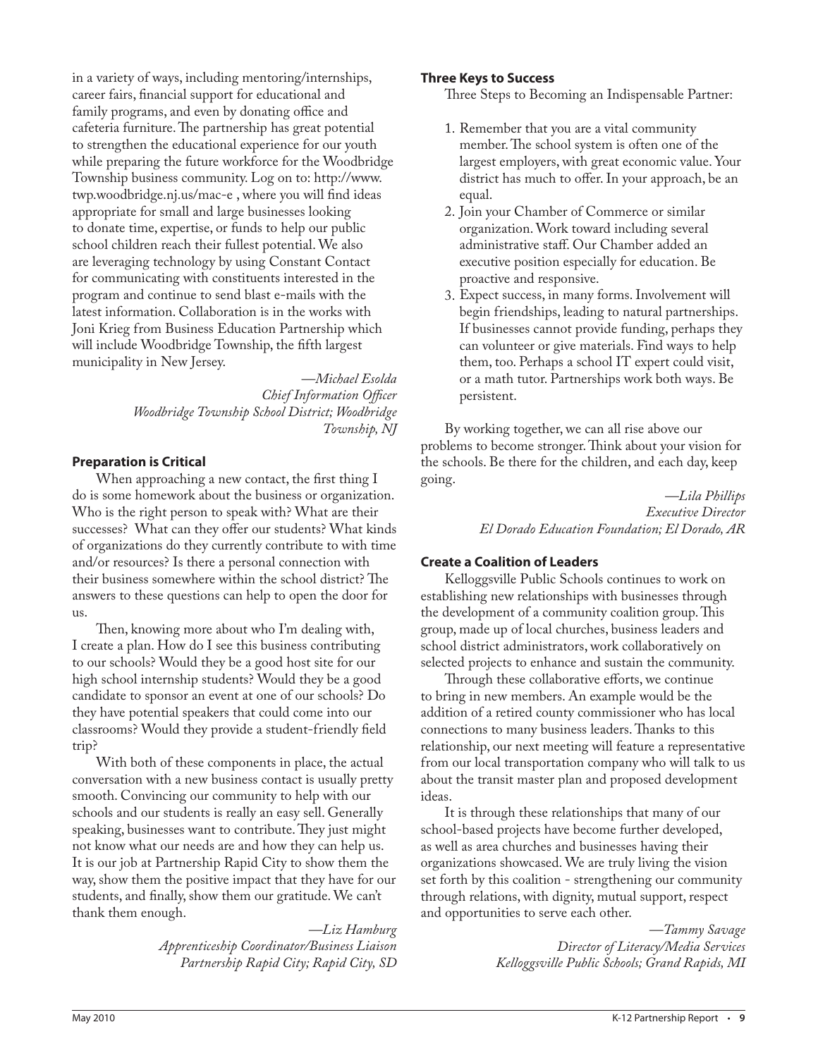in a variety of ways, including mentoring/internships, career fairs, financial support for educational and family programs, and even by donating office and cafeteria furniture. The partnership has great potential to strengthen the educational experience for our youth while preparing the future workforce for the Woodbridge Township business community. Log on to: http://www.twp.woodbridge.nj.us/mac-e , where you will find ideas appropriate for small and large businesses looking to donate time, expertise, or funds to help our public school children reach their fullest potential. We also are leveraging technology by using Constant Contact for communicating with constituents interested in the program and continue to send blast e-mails with the latest information. Collaboration is in the works with Joni Krieg from Business Education Partnership which will include Woodbridge Township, the fifth largest municipality in New Jersey.

*—Michael Esolda*
*Chief Information Officer*
*Woodbridge Township School District; Woodbridge Township, NJ*

### Preparation is Critical

When approaching a new contact, the first thing I do is some homework about the business or organization. Who is the right person to speak with? What are their successes? What can they offer our students? What kinds of organizations do they currently contribute to with time and/or resources? Is there a personal connection with their business somewhere within the school district? The answers to these questions can help to open the door for us.

Then, knowing more about who I'm dealing with, I create a plan. How do I see this business contributing to our schools? Would they be a good host site for our high school internship students? Would they be a good candidate to sponsor an event at one of our schools? Do they have potential speakers that could come into our classrooms? Would they provide a student-friendly field trip?

With both of these components in place, the actual conversation with a new business contact is usually pretty smooth. Convincing our community to help with our schools and our students is really an easy sell. Generally speaking, businesses want to contribute. They just might not know what our needs are and how they can help us. It is our job at Partnership Rapid City to show them the way, show them the positive impact that they have for our students, and finally, show them our gratitude. We can't thank them enough.

*—Liz Hamburg*
*Apprenticeship Coordinator/Business Liaison*
*Partnership Rapid City; Rapid City, SD*

### Three Keys to Success

Three Steps to Becoming an Indispensable Partner:

1. Remember that you are a vital community member. The school system is often one of the largest employers, with great economic value. Your district has much to offer. In your approach, be an equal.
2. Join your Chamber of Commerce or similar organization. Work toward including several administrative staff. Our Chamber added an executive position especially for education. Be proactive and responsive.
3. Expect success, in many forms. Involvement will begin friendships, leading to natural partnerships. If businesses cannot provide funding, perhaps they can volunteer or give materials. Find ways to help them, too. Perhaps a school IT expert could visit, or a math tutor. Partnerships work both ways. Be persistent.

By working together, we can all rise above our problems to become stronger. Think about your vision for the schools. Be there for the children, and each day, keep going.

*—Lila Phillips*
*Executive Director*
*El Dorado Education Foundation; El Dorado, AR*

### Create a Coalition of Leaders

Kelloggsville Public Schools continues to work on establishing new relationships with businesses through the development of a community coalition group. This group, made up of local churches, business leaders and school district administrators, work collaboratively on selected projects to enhance and sustain the community.

Through these collaborative efforts, we continue to bring in new members. An example would be the addition of a retired county commissioner who has local connections to many business leaders. Thanks to this relationship, our next meeting will feature a representative from our local transportation company who will talk to us about the transit master plan and proposed development ideas.

It is through these relationships that many of our school-based projects have become further developed, as well as area churches and businesses having their organizations showcased. We are truly living the vision set forth by this coalition - strengthening our community through relations, with dignity, mutual support, respect and opportunities to serve each other.

*—Tammy Savage*
*Director of Literacy/Media Services*
*Kelloggsville Public Schools; Grand Rapids, MI*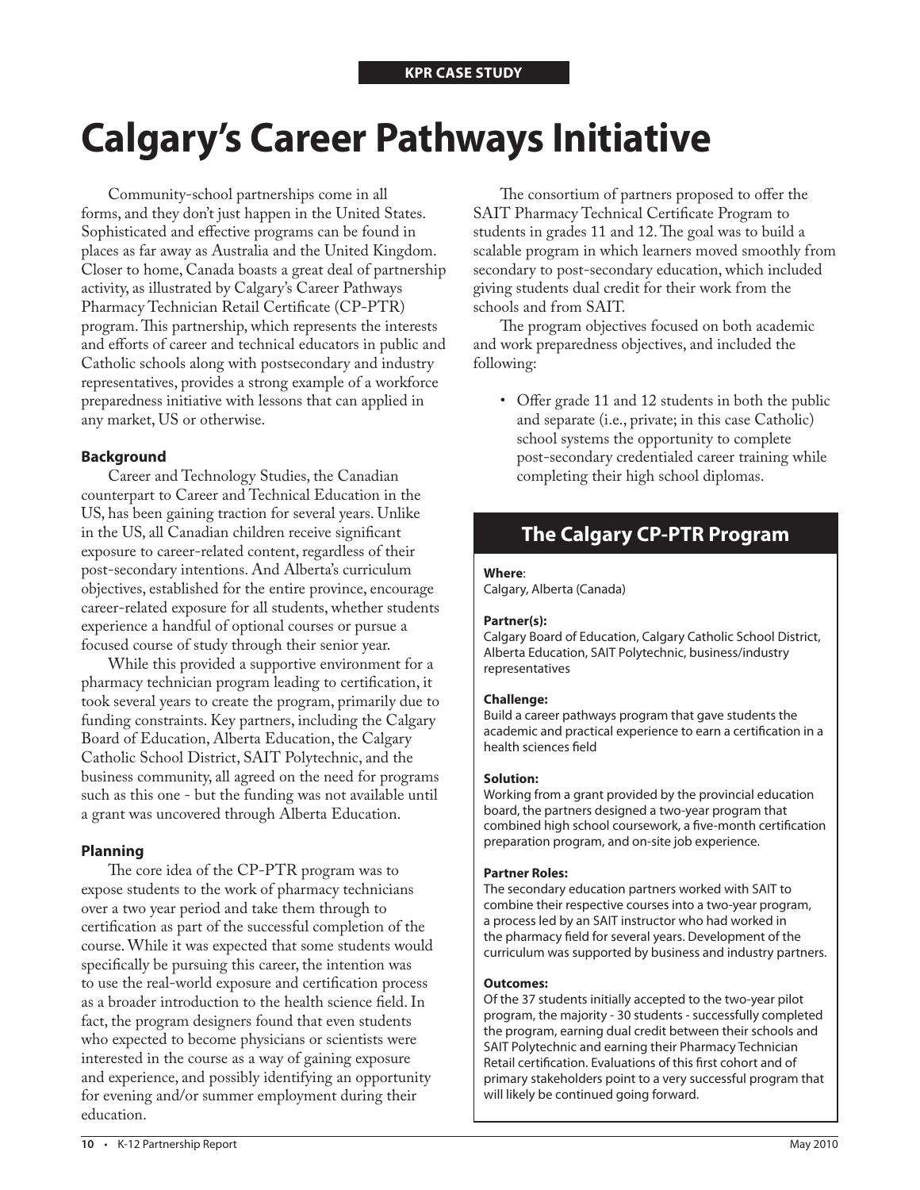**KPR CASE STUDY**

# Calgary's Career Pathways Initiative

Community-school partnerships come in all forms, and they don't just happen in the United States. Sophisticated and effective programs can be found in places as far away as Australia and the United Kingdom. Closer to home, Canada boasts a great deal of partnership activity, as illustrated by Calgary's Career Pathways Pharmacy Technician Retail Certificate (CP-PTR) program. This partnership, which represents the interests and efforts of career and technical educators in public and Catholic schools along with postsecondary and industry representatives, provides a strong example of a workforce preparedness initiative with lessons that can applied in any market, US or otherwise.

### Background

Career and Technology Studies, the Canadian counterpart to Career and Technical Education in the US, has been gaining traction for several years. Unlike in the US, all Canadian children receive significant exposure to career-related content, regardless of their post-secondary intentions. And Alberta's curriculum objectives, established for the entire province, encourage career-related exposure for all students, whether students experience a handful of optional courses or pursue a focused course of study through their senior year.

While this provided a supportive environment for a pharmacy technician program leading to certification, it took several years to create the program, primarily due to funding constraints. Key partners, including the Calgary Board of Education, Alberta Education, the Calgary Catholic School District, SAIT Polytechnic, and the business community, all agreed on the need for programs such as this one - but the funding was not available until a grant was uncovered through Alberta Education.

### Planning

The core idea of the CP-PTR program was to expose students to the work of pharmacy technicians over a two year period and take them through to certification as part of the successful completion of the course. While it was expected that some students would specifically be pursuing this career, the intention was to use the real-world exposure and certification process as a broader introduction to the health science field. In fact, the program designers found that even students who expected to become physicians or scientists were interested in the course as a way of gaining exposure and experience, and possibly identifying an opportunity for evening and/or summer employment during their education.

The consortium of partners proposed to offer the SAIT Pharmacy Technical Certificate Program to students in grades 11 and 12. The goal was to build a scalable program in which learners moved smoothly from secondary to post-secondary education, which included giving students dual credit for their work from the schools and from SAIT.

The program objectives focused on both academic and work preparedness objectives, and included the following:

- Offer grade 11 and 12 students in both the public and separate (i.e., private; in this case Catholic) school systems the opportunity to complete post-secondary credentialed career training while completing their high school diplomas.

## The Calgary CP-PTR Program

**Where**:
Calgary, Alberta (Canada)

**Partner(s):**
Calgary Board of Education, Calgary Catholic School District, Alberta Education, SAIT Polytechnic, business/industry representatives

**Challenge:**
Build a career pathways program that gave students the academic and practical experience to earn a certification in a health sciences field

**Solution:**
Working from a grant provided by the provincial education board, the partners designed a two-year program that combined high school coursework, a five-month certification preparation program, and on-site job experience.

**Partner Roles:**
The secondary education partners worked with SAIT to combine their respective courses into a two-year program, a process led by an SAIT instructor who had worked in the pharmacy field for several years. Development of the curriculum was supported by business and industry partners.

**Outcomes:**
Of the 37 students initially accepted to the two-year pilot program, the majority - 30 students - successfully completed the program, earning dual credit between their schools and SAIT Polytechnic and earning their Pharmacy Technician Retail certification. Evaluations of this first cohort and of primary stakeholders point to a very successful program that will likely be continued going forward.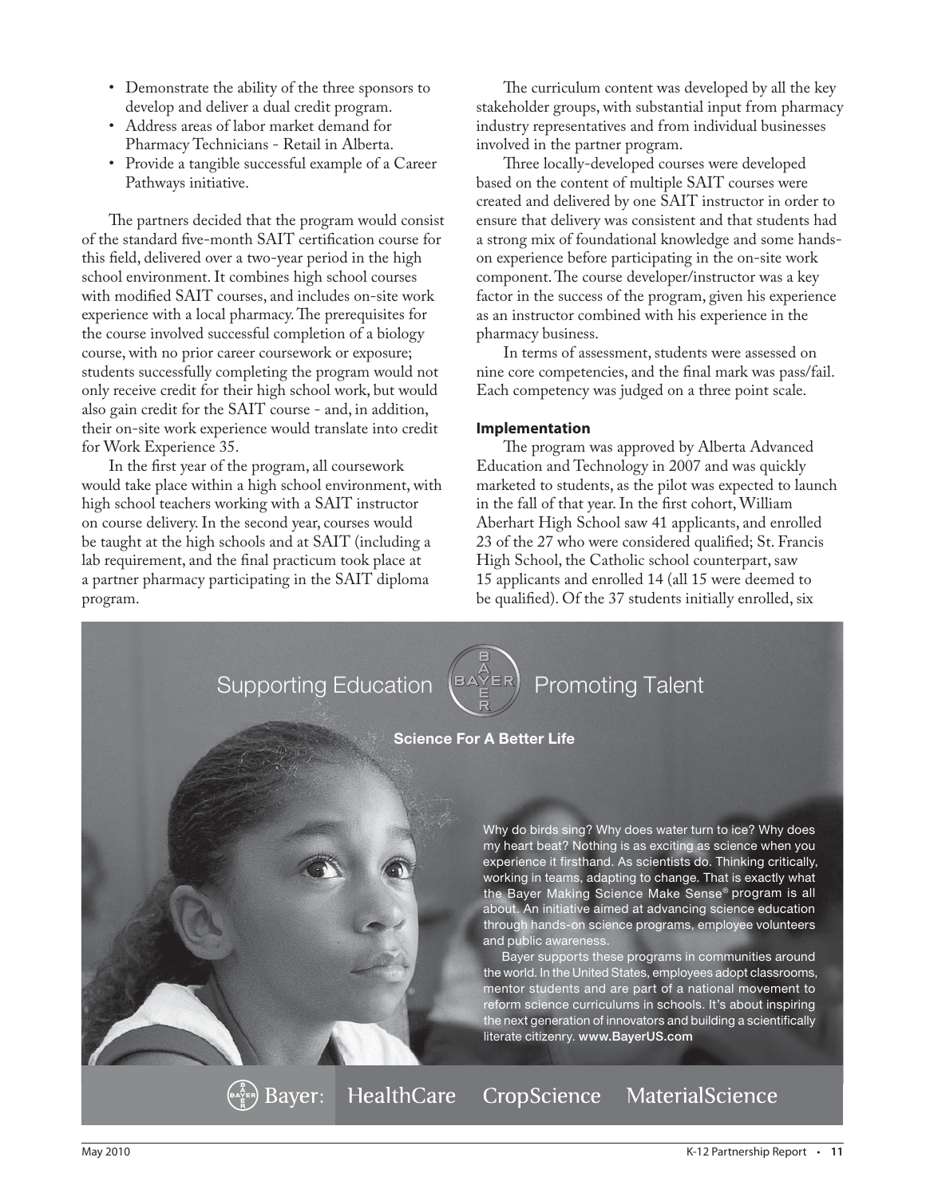- Demonstrate the ability of the three sponsors to develop and deliver a dual credit program.
- Address areas of labor market demand for Pharmacy Technicians - Retail in Alberta.
- Provide a tangible successful example of a Career Pathways initiative.

The partners decided that the program would consist of the standard five-month SAIT certification course for this field, delivered over a two-year period in the high school environment. It combines high school courses with modified SAIT courses, and includes on-site work experience with a local pharmacy. The prerequisites for the course involved successful completion of a biology course, with no prior career coursework or exposure; students successfully completing the program would not only receive credit for their high school work, but would also gain credit for the SAIT course - and, in addition, their on-site work experience would translate into credit for Work Experience 35.

In the first year of the program, all coursework would take place within a high school environment, with high school teachers working with a SAIT instructor on course delivery. In the second year, courses would be taught at the high schools and at SAIT (including a lab requirement, and the final practicum took place at a partner pharmacy participating in the SAIT diploma program.

The curriculum content was developed by all the key stakeholder groups, with substantial input from pharmacy industry representatives and from individual businesses involved in the partner program.

Three locally-developed courses were developed based on the content of multiple SAIT courses were created and delivered by one SAIT instructor in order to ensure that delivery was consistent and that students had a strong mix of foundational knowledge and some hands-on experience before participating in the on-site work component. The course developer/instructor was a key factor in the success of the program, given his experience as an instructor combined with his experience in the pharmacy business.

In terms of assessment, students were assessed on nine core competencies, and the final mark was pass/fail. Each competency was judged on a three point scale.

### Implementation

The program was approved by Alberta Advanced Education and Technology in 2007 and was quickly marketed to students, as the pilot was expected to launch in the fall of that year. In the first cohort, William Aberhart High School saw 41 applicants, and enrolled 23 of the 27 who were considered qualified; St. Francis High School, the Catholic school counterpart, saw 15 applicants and enrolled 14 (all 15 were deemed to be qualified). Of the 37 students initially enrolled, six

Supporting Education BAYER Promoting Talent

**Science For A Better Life**

Why do birds sing? Why does water turn to ice? Why does my heart beat? Nothing is as exciting as science when you experience it firsthand. As scientists do. Thinking critically, working in teams, adapting to change. That is exactly what the Bayer Making Science Make Sense® program is all about. An initiative aimed at advancing science education through hands-on science programs, employee volunteers and public awareness.

Bayer supports these programs in communities around the world. In the United States, employees adopt classrooms, mentor students and are part of a national movement to reform science curriculums in schools. It's about inspiring the next generation of innovators and building a scientifically literate citizenry. **www.BayerUS.com**

Bayer: HealthCare CropScience MaterialScience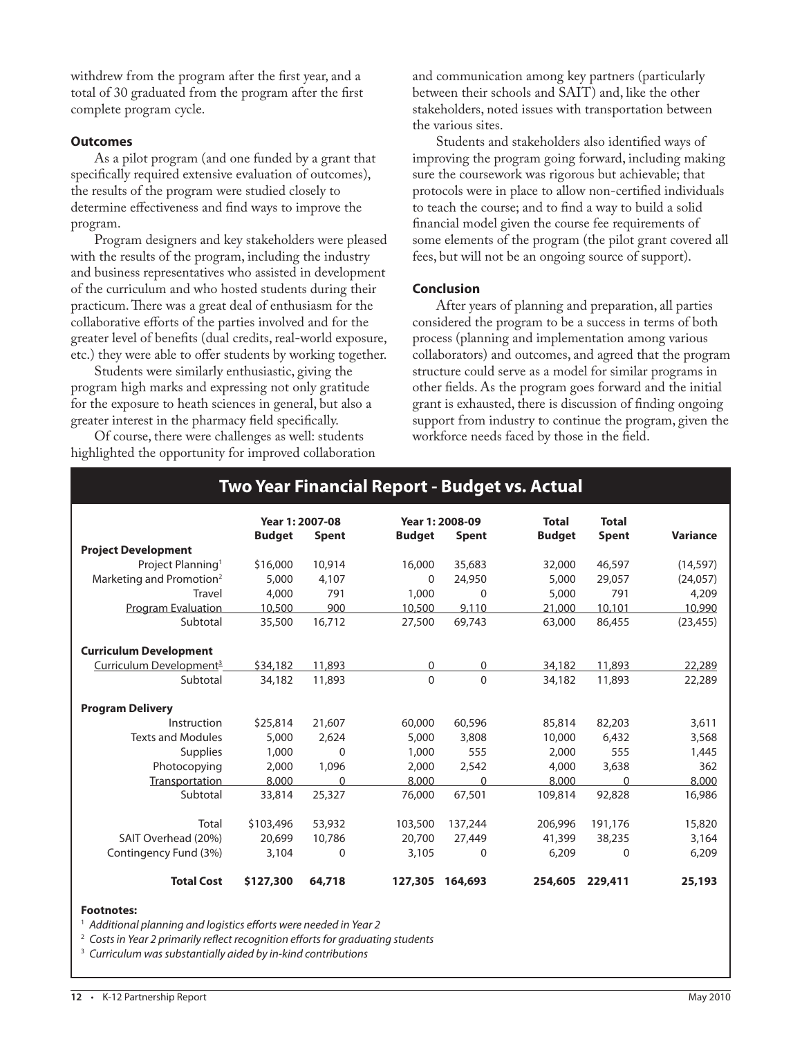withdrew from the program after the first year, and a total of 30 graduated from the program after the first complete program cycle.

### Outcomes

As a pilot program (and one funded by a grant that specifically required extensive evaluation of outcomes), the results of the program were studied closely to determine effectiveness and find ways to improve the program.

Program designers and key stakeholders were pleased with the results of the program, including the industry and business representatives who assisted in development of the curriculum and who hosted students during their practicum. There was a great deal of enthusiasm for the collaborative efforts of the parties involved and for the greater level of benefits (dual credits, real-world exposure, etc.) they were able to offer students by working together.

Students were similarly enthusiastic, giving the program high marks and expressing not only gratitude for the exposure to heath sciences in general, but also a greater interest in the pharmacy field specifically.

Of course, there were challenges as well: students highlighted the opportunity for improved collaboration and communication among key partners (particularly between their schools and SAIT) and, like the other stakeholders, noted issues with transportation between the various sites.

Students and stakeholders also identified ways of improving the program going forward, including making sure the coursework was rigorous but achievable; that protocols were in place to allow non-certified individuals to teach the course; and to find a way to build a solid financial model given the course fee requirements of some elements of the program (the pilot grant covered all fees, but will not be an ongoing source of support).

### Conclusion

After years of planning and preparation, all parties considered the program to be a success in terms of both process (planning and implementation among various collaborators) and outcomes, and agreed that the program structure could serve as a model for similar programs in other fields. As the program goes forward and the initial grant is exhausted, there is discussion of finding ongoing support from industry to continue the program, given the workforce needs faced by those in the field.

## Two Year Financial Report - Budget vs. Actual

| | Year 1: 2007-08 | | Year 1: 2008-09 | | Total | Total | |
|---|---|---|---|---|---|---|---|
| | **Budget** | **Spent** | **Budget** | **Spent** | **Budget** | **Spent** | **Variance** |
| **Project Development** | | | | | | | |
| Project Planning[1] | $16,000 | 10,914 | 16,000 | 35,683 | 32,000 | 46,597 | (14,597) |
| Marketing and Promotion[2] | 5,000 | 4,107 | 0 | 24,950 | 5,000 | 29,057 | (24,057) |
| Travel | 4,000 | 791 | 1,000 | 0 | 5,000 | 791 | 4,209 |
| Program Evaluation | 10,500 | 900 | 10,500 | 9,110 | 21,000 | 10,101 | 10,990 |
| Subtotal | 35,500 | 16,712 | 27,500 | 69,743 | 63,000 | 86,455 | (23,455) |
| **Curriculum Development** | | | | | | | |
| Curriculum Development[3] | $34,182 | 11,893 | 0 | 0 | 34,182 | 11,893 | 22,289 |
| Subtotal | 34,182 | 11,893 | 0 | 0 | 34,182 | 11,893 | 22,289 |
| **Program Delivery** | | | | | | | |
| Instruction | $25,814 | 21,607 | 60,000 | 60,596 | 85,814 | 82,203 | 3,611 |
| Texts and Modules | 5,000 | 2,624 | 5,000 | 3,808 | 10,000 | 6,432 | 3,568 |
| Supplies | 1,000 | 0 | 1,000 | 555 | 2,000 | 555 | 1,445 |
| Photocopying | 2,000 | 1,096 | 2,000 | 2,542 | 4,000 | 3,638 | 362 |
| Transportation | 8,000 | 0 | 8,000 | 0 | 8,000 | 0 | 8,000 |
| Subtotal | 33,814 | 25,327 | 76,000 | 67,501 | 109,814 | 92,828 | 16,986 |
| Total | $103,496 | 53,932 | 103,500 | 137,244 | 206,996 | 191,176 | 15,820 |
| SAIT Overhead (20%) | 20,699 | 10,786 | 20,700 | 27,449 | 41,399 | 38,235 | 3,164 |
| Contingency Fund (3%) | 3,104 | 0 | 3,105 | 0 | 6,209 | 0 | 6,209 |
| **Total Cost** | **$127,300** | **64,718** | **127,305** | **164,693** | **254,605** | **229,411** | **25,193** |

**Footnotes:**

[1] *Additional planning and logistics efforts were needed in Year 2*

[2] *Costs in Year 2 primarily reflect recognition efforts for graduating students*

[3] *Curriculum was substantially aided by in-kind contributions*